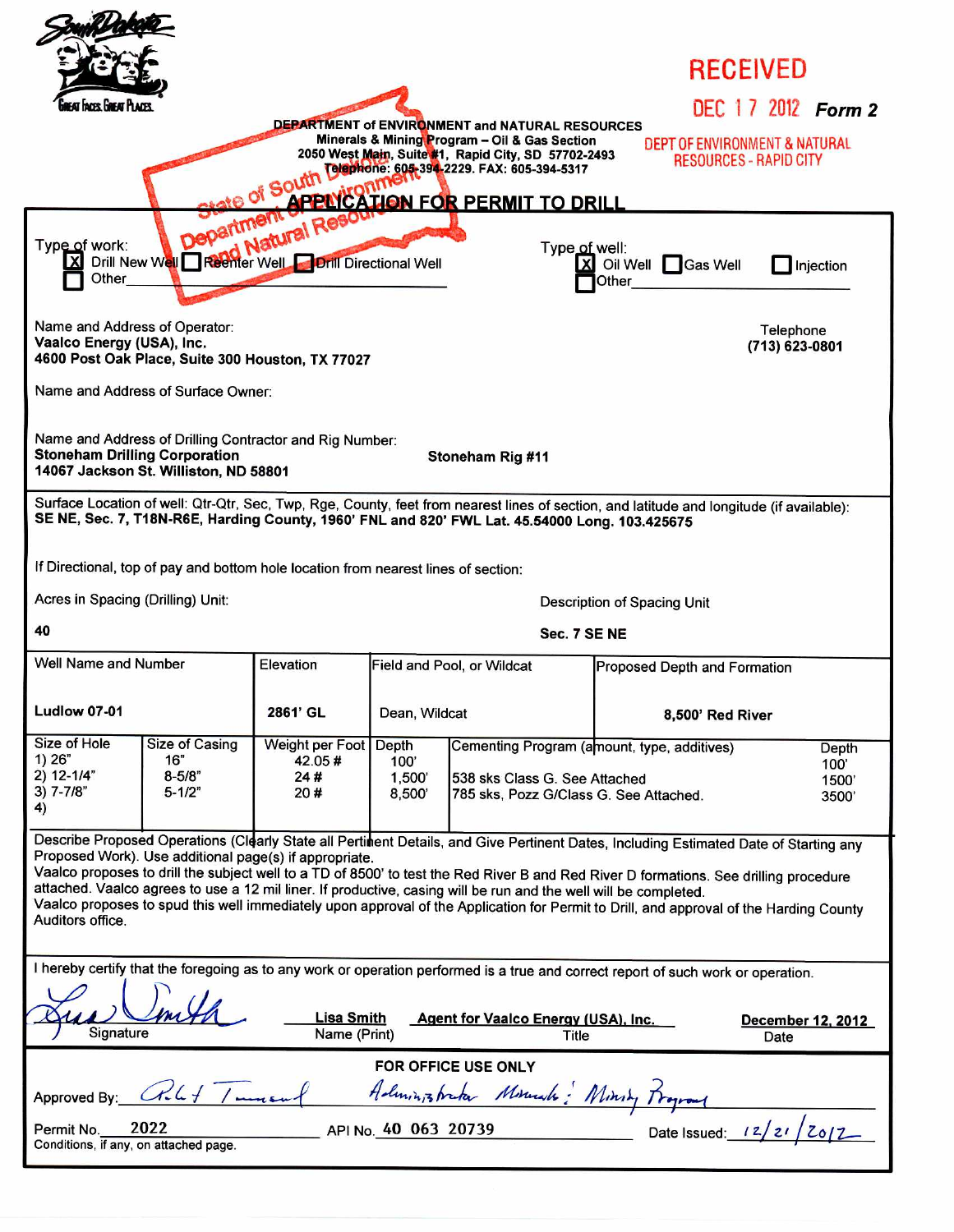South Dakota
Great Faces. Great Places.

**RECEIVED**

**DEC 17 2012** ***Form 2***

DEPT OF ENVIRONMENT & NATURAL RESOURCES - RAPID CITY

**DEPARTMENT of ENVIRONMENT and NATURAL RESOURCES**
**Minerals & Mining Program – Oil & Gas Section**
**2050 West Main, Suite #1, Rapid City, SD 57702-2493**
**Telephone: 605-394-2229. FAX: 605-394-5317**

State of South Dakota Department of Environment and Natural Resources

## APPLICATION FOR PERMIT TO DRILL

Type of work:
[X] Drill New Well [ ] Reenter Well [ ] Drill Directional Well
[ ] Other\_\_\_\_\_\_\_\_\_\_\_\_\_\_\_\_\_\_\_\_\_\_\_\_

Type of well:
[X] Oil Well [ ] Gas Well [ ] Injection
[ ] Other\_\_\_\_\_\_\_\_\_\_\_\_\_\_\_\_\_\_\_\_\_\_\_\_

Name and Address of Operator:
**Vaalco Energy (USA), Inc.**
**4600 Post Oak Place, Suite 300 Houston, TX 77027**

Telephone
**(713) 623-0801**

Name and Address of Surface Owner:

Name and Address of Drilling Contractor and Rig Number:
**Stoneham Drilling Corporation**
**14067 Jackson St. Williston, ND 58801**
**Stoneham Rig #11**

Surface Location of well: Qtr-Qtr, Sec, Twp, Rge, County, feet from nearest lines of section, and latitude and longitude (if available):
**SE NE, Sec. 7, T18N-R6E, Harding County, 1960' FNL and 820' FWL Lat. 45.54000 Long. 103.425675**

If Directional, top of pay and bottom hole location from nearest lines of section:

Acres in Spacing (Drilling) Unit: **40**

Description of Spacing Unit: **Sec. 7 SE NE**

| Well Name and Number | Elevation | Field and Pool, or Wildcat | Proposed Depth and Formation |
|---|---|---|---|
| **Ludlow 07-01** | **2861' GL** | Dean, Wildcat | **8,500' Red River** |

| Size of Hole | Size of Casing | Weight per Foot | Depth | Cementing Program (amount, type, additives) | Depth |
|---|---|---|---|---|---|
| 1) 26" | 16" | 42.05 # | 100' | | 100' |
| 2) 12-1/4" | 8-5/8" | 24 # | 1,500' | 538 sks Class G. See Attached | 1500' |
| 3) 7-7/8" | 5-1/2" | 20 # | 8,500' | 785 sks, Pozz G/Class G. See Attached. | 3500' |
| 4) | | | | | |

Describe Proposed Operations (Clearly State all Pertinent Details, and Give Pertinent Dates, Including Estimated Date of Starting any Proposed Work). Use additional page(s) if appropriate.
Vaalco proposes to drill the subject well to a TD of 8500' to test the Red River B and Red River D formations. See drilling procedure attached. Vaalco agrees to use a 12 mil liner. If productive, casing will be run and the well will be completed.
Vaalco proposes to spud this well immediately upon approval of the Application for Permit to Drill, and approval of the Harding County Auditors office.

I hereby certify that the foregoing as to any work or operation performed is a true and correct report of such work or operation.

| Signature | Name (Print) | Title | Date |
|---|---|---|---|
| *Lisa Smith* | **Lisa Smith** | **Agent for Vaalco Energy (USA), Inc.** | **December 12, 2012** |

**FOR OFFICE USE ONLY**

Approved By: *Robt Townsend* *Administrator Minerals & Mining Program*

Permit No. 2022 API No. 40 063 20739 Date Issued: 12/21/2012

Conditions, if any, on attached page.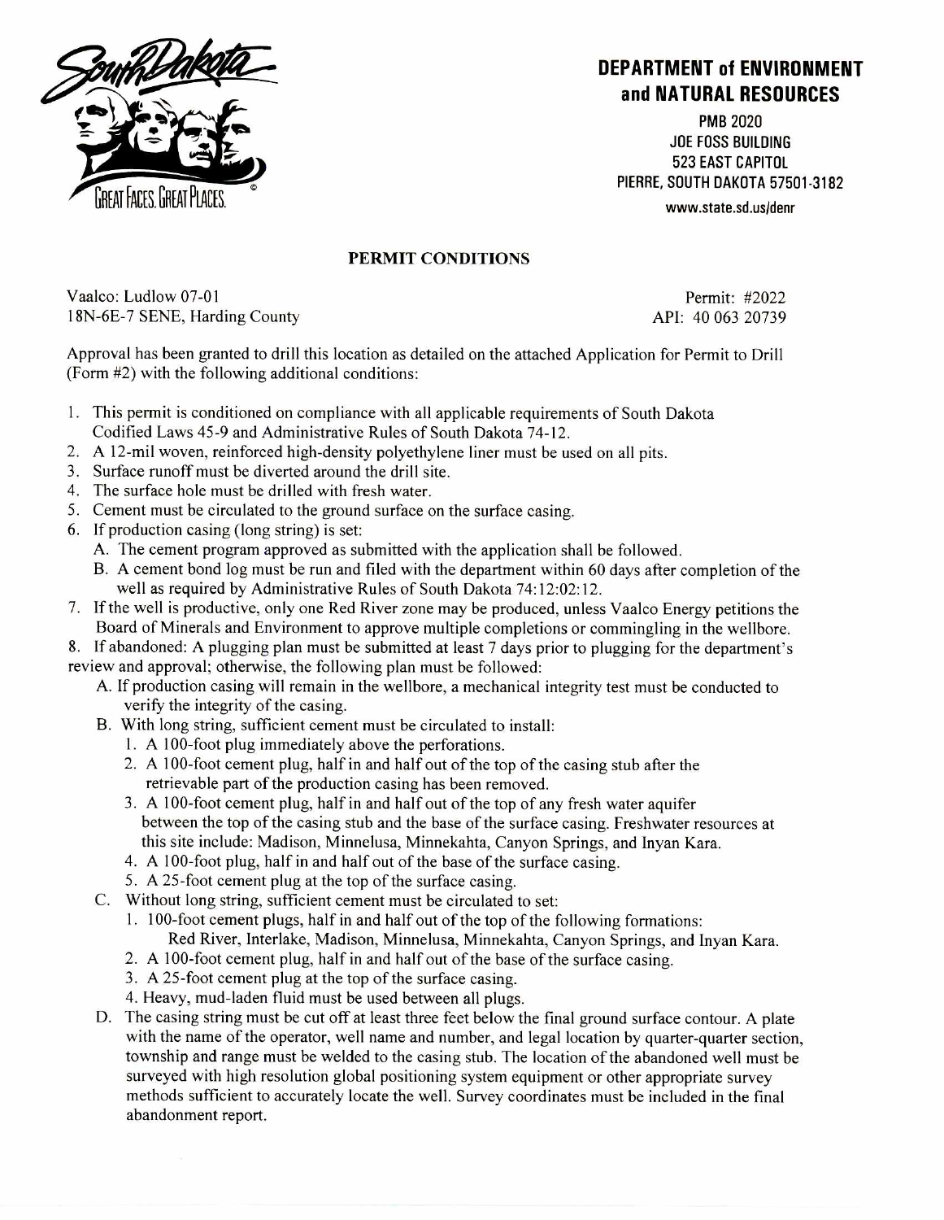# DEPARTMENT of ENVIRONMENT and NATURAL RESOURCES

PMB 2020
JOE FOSS BUILDING
523 EAST CAPITOL
PIERRE, SOUTH DAKOTA 57501-3182
www.state.sd.us/denr

## PERMIT CONDITIONS

Vaalco: Ludlow 07-01
18N-6E-7 SENE, Harding County

Permit: #2022
API: 40 063 20739

Approval has been granted to drill this location as detailed on the attached Application for Permit to Drill (Form #2) with the following additional conditions:

1. This permit is conditioned on compliance with all applicable requirements of South Dakota Codified Laws 45-9 and Administrative Rules of South Dakota 74-12.
2. A 12-mil woven, reinforced high-density polyethylene liner must be used on all pits.
3. Surface runoff must be diverted around the drill site.
4. The surface hole must be drilled with fresh water.
5. Cement must be circulated to the ground surface on the surface casing.
6. If production casing (long string) is set:
   - A. The cement program approved as submitted with the application shall be followed.
   - B. A cement bond log must be run and filed with the department within 60 days after completion of the well as required by Administrative Rules of South Dakota 74:12:02:12.
7. If the well is productive, only one Red River zone may be produced, unless Vaalco Energy petitions the Board of Minerals and Environment to approve multiple completions or commingling in the wellbore.
8. If abandoned: A plugging plan must be submitted at least 7 days prior to plugging for the department's review and approval; otherwise, the following plan must be followed:
   - A. If production casing will remain in the wellbore, a mechanical integrity test must be conducted to verify the integrity of the casing.
   - B. With long string, sufficient cement must be circulated to install:
     1. A 100-foot plug immediately above the perforations.
     2. A 100-foot cement plug, half in and half out of the top of the casing stub after the retrievable part of the production casing has been removed.
     3. A 100-foot cement plug, half in and half out of the top of any fresh water aquifer between the top of the casing stub and the base of the surface casing. Freshwater resources at this site include: Madison, Minnelusa, Minnekahta, Canyon Springs, and Inyan Kara.
     4. A 100-foot plug, half in and half out of the base of the surface casing.
     5. A 25-foot cement plug at the top of the surface casing.
   - C. Without long string, sufficient cement must be circulated to set:
     1. 100-foot cement plugs, half in and half out of the top of the following formations: Red River, Interlake, Madison, Minnelusa, Minnekahta, Canyon Springs, and Inyan Kara.
     2. A 100-foot cement plug, half in and half out of the base of the surface casing.
     3. A 25-foot cement plug at the top of the surface casing.
     4. Heavy, mud-laden fluid must be used between all plugs.
   - D. The casing string must be cut off at least three feet below the final ground surface contour. A plate with the name of the operator, well name and number, and legal location by quarter-quarter section, township and range must be welded to the casing stub. The location of the abandoned well must be surveyed with high resolution global positioning system equipment or other appropriate survey methods sufficient to accurately locate the well. Survey coordinates must be included in the final abandonment report.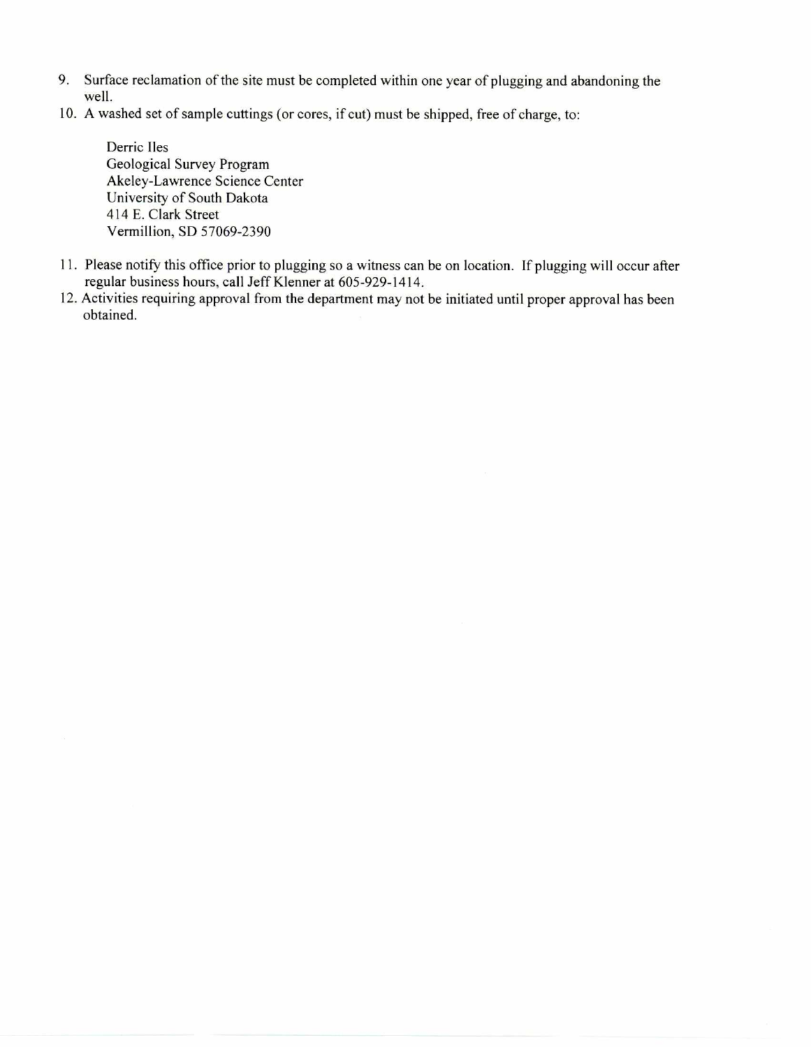9. Surface reclamation of the site must be completed within one year of plugging and abandoning the well.
10. A washed set of sample cuttings (or cores, if cut) must be shipped, free of charge, to:

    Derric Iles
    Geological Survey Program
    Akeley-Lawrence Science Center
    University of South Dakota
    414 E. Clark Street
    Vermillion, SD 57069-2390

11. Please notify this office prior to plugging so a witness can be on location. If plugging will occur after regular business hours, call Jeff Klenner at 605-929-1414.
12. Activities requiring approval from the department may not be initiated until proper approval has been obtained.